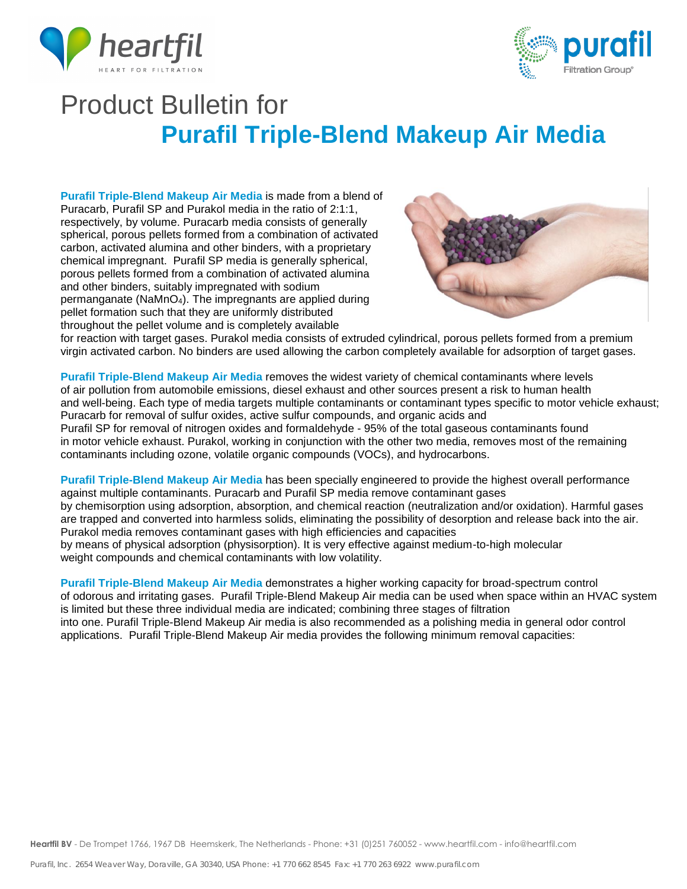# Product Bulletin for

## Purafil Triple-Blend Makeup Air Media

**Purafil Triple-Blend Makeup Air Media** is made from a blend of Puracarb, Purafil SP and Purakol media in the ratio of 2:1:1, respectively, by volume. Puracarb media consists of generally spherical, porous pellets formed from a combination of activated carbon, activated alumina and other binders, with a proprietary chemical impregnant. Purafil SP media is generally spherical, porous pellets formed from a combination of activated alumina and other binders, suitably impregnated with sodium permanganate ($NaMnO_4$). The impregnants are applied during pellet formation such that they are uniformly distributed throughout the pellet volume and is completely available for reaction with target gases. Purakol media consists of extruded cylindrical, porous pellets formed from a premium virgin activated carbon. No binders are used allowing the carbon completely available for adsorption of target gases.

**Purafil Triple-Blend Makeup Air Media** removes the widest variety of chemical contaminants where levels of air pollution from automobile emissions, diesel exhaust and other sources present a risk to human health and well-being. Each type of media targets multiple contaminants or contaminant types specific to motor vehicle exhaust; Puracarb for removal of sulfur oxides, active sulfur compounds, and organic acids and Purafil SP for removal of nitrogen oxides and formaldehyde - 95% of the total gaseous contaminants found in motor vehicle exhaust. Purakol, working in conjunction with the other two media, removes most of the remaining contaminants including ozone, volatile organic compounds (VOCs), and hydrocarbons.

**Purafil Triple-Blend Makeup Air Media** has been specially engineered to provide the highest overall performance against multiple contaminants. Puracarb and Purafil SP media remove contaminant gases by chemisorption using adsorption, absorption, and chemical reaction (neutralization and/or oxidation). Harmful gases are trapped and converted into harmless solids, eliminating the possibility of desorption and release back into the air. Purakol media removes contaminant gases with high efficiencies and capacities by means of physical adsorption (physisorption). It is very effective against medium-to-high molecular weight compounds and chemical contaminants with low volatility.

**Purafil Triple-Blend Makeup Air Media** demonstrates a higher working capacity for broad-spectrum control of odorous and irritating gases. Purafil Triple-Blend Makeup Air media can be used when space within an HVAC system is limited but these three individual media are indicated; combining three stages of filtration into one. Purafil Triple-Blend Makeup Air media is also recommended as a polishing media in general odor control applications. Purafil Triple-Blend Makeup Air media provides the following minimum removal capacities: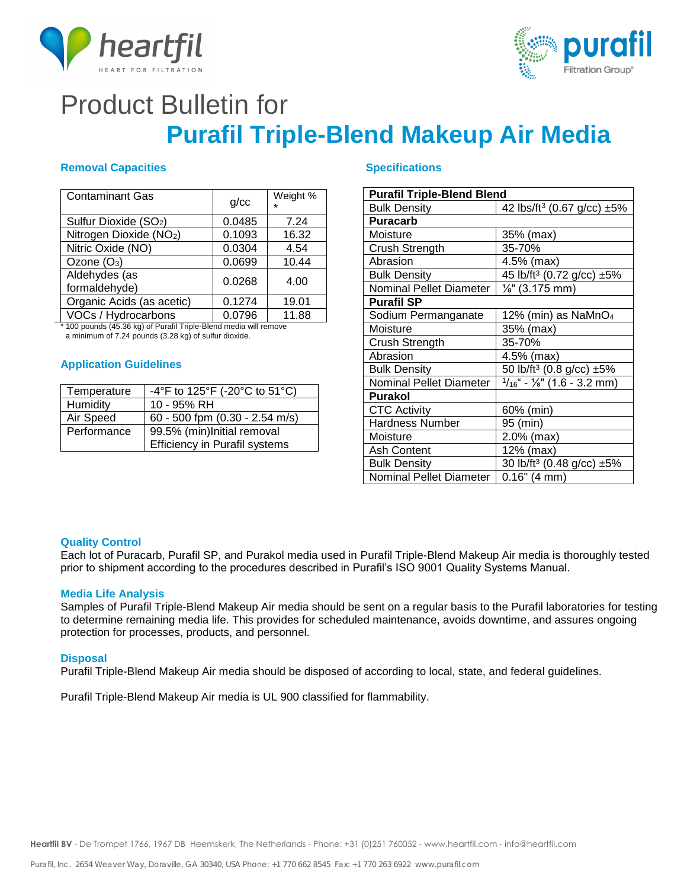# Product Bulletin for

# Purafil Triple-Blend Makeup Air Media

## Removal Capacities

| Contaminant Gas | g/cc | Weight % * |
|---|---|---|
| Sulfur Dioxide ($SO_2$) | 0.0485 | 7.24 |
| Nitrogen Dioxide ($NO_2$) | 0.1093 | 16.32 |
| Nitric Oxide (NO) | 0.0304 | 4.54 |
| Ozone ($O_3$) | 0.0699 | 10.44 |
| Aldehydes (as formaldehyde) | 0.0268 | 4.00 |
| Organic Acids (as acetic) | 0.1274 | 19.01 |
| VOCs / Hydrocarbons | 0.0796 | 11.88 |

* 100 pounds (45.36 kg) of Purafil Triple-Blend media will remove a minimum of 7.24 pounds (3.28 kg) of sulfur dioxide.

## Application Guidelines

| | |
|---|---|
| Temperature | -4°F to 125°F (-20°C to 51°C) |
| Humidity | 10 - 95% RH |
| Air Speed | 60 - 500 fpm (0.30 - 2.54 m/s) |
| Performance | 99.5% (min)Initial removal Efficiency in Purafil systems |

## Specifications

| | |
|---|---|
| **Purafil Triple-Blend Blend** | |
| Bulk Density | 42 lbs/ft³ (0.67 g/cc) ±5% |
| **Puracarb** | |
| Moisture | 35% (max) |
| Crush Strength | 35-70% |
| Abrasion | 4.5% (max) |
| Bulk Density | 45 lb/ft³ (0.72 g/cc) ±5% |
| Nominal Pellet Diameter | ⅛" (3.175 mm) |
| **Purafil SP** | |
| Sodium Permanganate | 12% (min) as $NaMnO_4$ |
| Moisture | 35% (max) |
| Crush Strength | 35-70% |
| Abrasion | 4.5% (max) |
| Bulk Density | 50 lb/ft³ (0.8 g/cc) ±5% |
| Nominal Pellet Diameter | 1/16" - ⅛" (1.6 - 3.2 mm) |
| **Purakol** | |
| CTC Activity | 60% (min) |
| Hardness Number | 95 (min) |
| Moisture | 2.0% (max) |
| Ash Content | 12% (max) |
| Bulk Density | 30 lb/ft³ (0.48 g/cc) ±5% |
| Nominal Pellet Diameter | 0.16" (4 mm) |

## Quality Control

Each lot of Puracarb, Purafil SP, and Purakol media used in Purafil Triple-Blend Makeup Air media is thoroughly tested prior to shipment according to the procedures described in Purafil's ISO 9001 Quality Systems Manual.

## Media Life Analysis

Samples of Purafil Triple-Blend Makeup Air media should be sent on a regular basis to the Purafil laboratories for testing to determine remaining media life. This provides for scheduled maintenance, avoids downtime, and assures ongoing protection for processes, products, and personnel.

## Disposal

Purafil Triple-Blend Makeup Air media should be disposed of according to local, state, and federal guidelines.

Purafil Triple-Blend Makeup Air media is UL 900 classified for flammability.

**Heartfil BV** - De Trompet 1766, 1967 DB Heemskerk, The Netherlands - Phone: +31 (0)251 760052 - www.heartfil.com - info@heartfil.com

Purafil, Inc. 2654 Weaver Way, Doraville, GA 30340, USA Phone: +1 770 662 8545 Fax: +1 770 263 6922 www.purafil.com